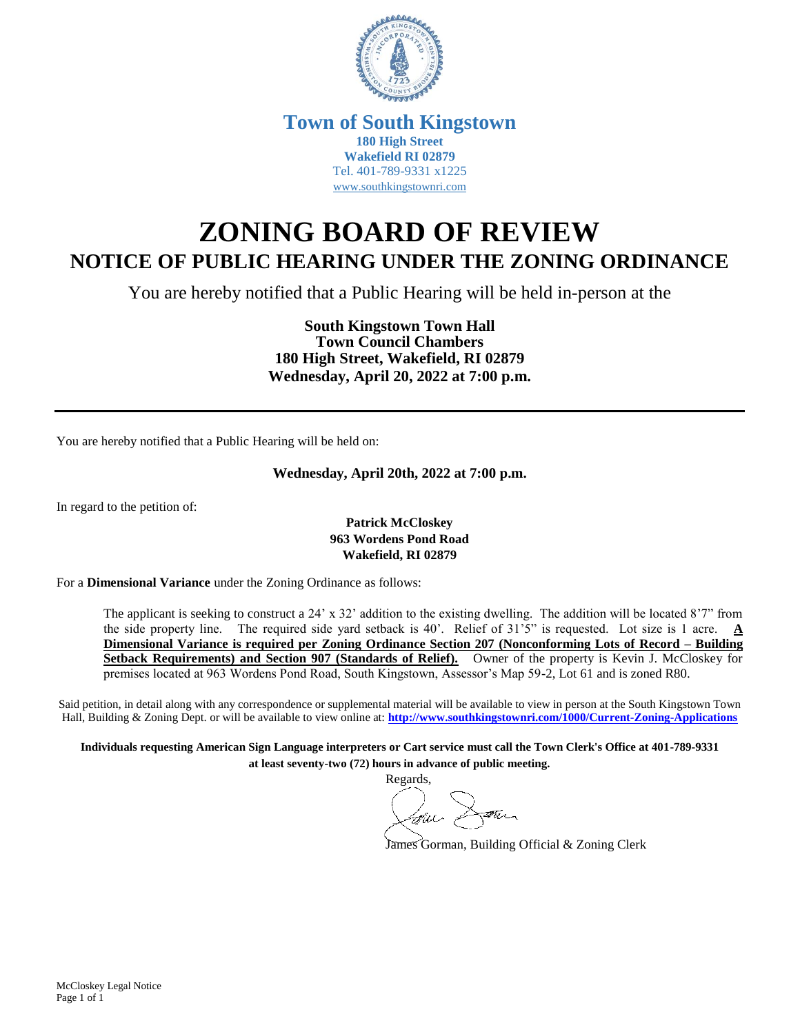**Town of South Kingstown**
**180 High Street**
**Wakefield RI 02879**
Tel. 401-789-9331 x1225
www.southkingstownri.com

# ZONING BOARD OF REVIEW

## NOTICE OF PUBLIC HEARING UNDER THE ZONING ORDINANCE

You are hereby notified that a Public Hearing will be held in-person at the

**South Kingstown Town Hall**
**Town Council Chambers**
**180 High Street, Wakefield, RI 02879**
**Wednesday, April 20, 2022 at 7:00 p.m.**

---

You are hereby notified that a Public Hearing will be held on:

**Wednesday, April 20th, 2022 at 7:00 p.m.**

In regard to the petition of:

**Patrick McCloskey**
**963 Wordens Pond Road**
**Wakefield, RI 02879**

For a **Dimensional Variance** under the Zoning Ordinance as follows:

The applicant is seeking to construct a 24' x 32' addition to the existing dwelling. The addition will be located 8'7" from the side property line. The required side yard setback is 40'. Relief of 31'5" is requested. Lot size is 1 acre. **A Dimensional Variance is required per Zoning Ordinance Section 207 (Nonconforming Lots of Record – Building Setback Requirements) and Section 907 (Standards of Relief).** Owner of the property is Kevin J. McCloskey for premises located at 963 Wordens Pond Road, South Kingstown, Assessor's Map 59-2, Lot 61 and is zoned R80.

Said petition, in detail along with any correspondence or supplemental material will be available to view in person at the South Kingstown Town Hall, Building & Zoning Dept. or will be available to view online at: **http://www.southkingstownri.com/1000/Current-Zoning-Applications**

**Individuals requesting American Sign Language interpreters or Cart service must call the Town Clerk's Office at 401-789-9331 at least seventy-two (72) hours in advance of public meeting.**

Regards,

James Gorman, Building Official & Zoning Clerk

McCloskey Legal Notice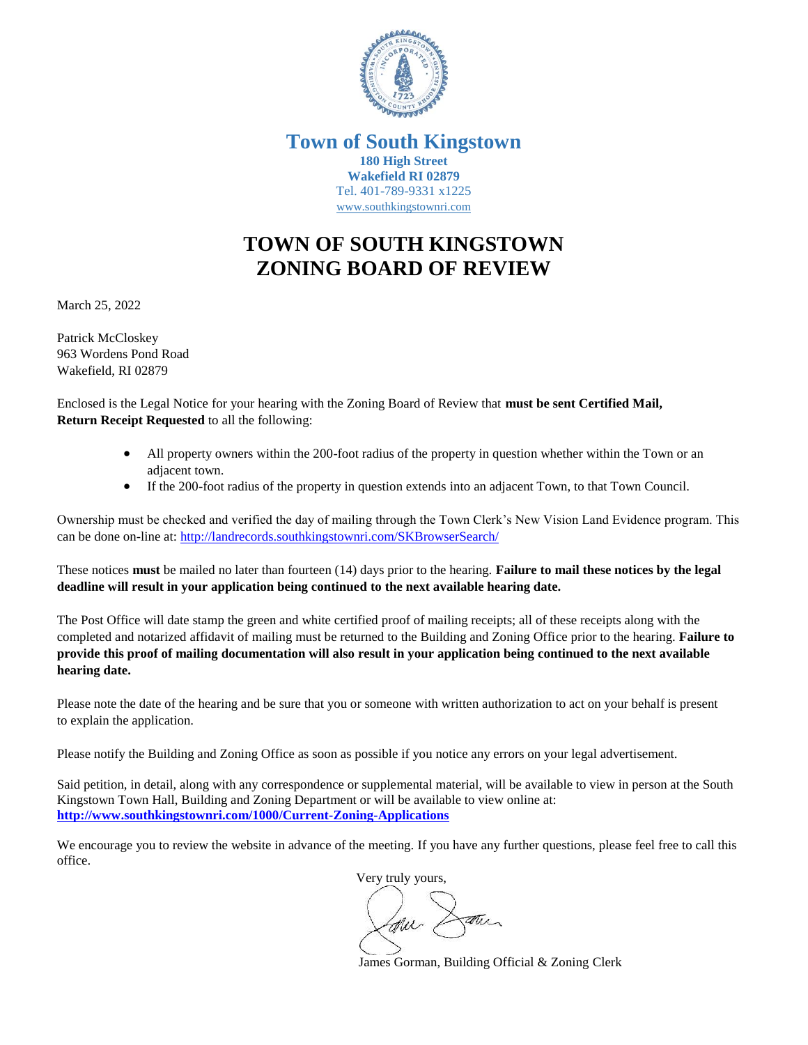**Town of South Kingstown**
**180 High Street**
**Wakefield RI 02879**
Tel. 401-789-9331 x1225
www.southkingstownri.com

# TOWN OF SOUTH KINGSTOWN ZONING BOARD OF REVIEW

March 25, 2022

Patrick McCloskey
963 Wordens Pond Road
Wakefield, RI 02879

Enclosed is the Legal Notice for your hearing with the Zoning Board of Review that **must be sent Certified Mail, Return Receipt Requested** to all the following:

- All property owners within the 200-foot radius of the property in question whether within the Town or an adjacent town.
- If the 200-foot radius of the property in question extends into an adjacent Town, to that Town Council.

Ownership must be checked and verified the day of mailing through the Town Clerk's New Vision Land Evidence program. This can be done on-line at: http://landrecords.southkingstownri.com/SKBrowserSearch/

These notices **must** be mailed no later than fourteen (14) days prior to the hearing. **Failure to mail these notices by the legal deadline will result in your application being continued to the next available hearing date.**

The Post Office will date stamp the green and white certified proof of mailing receipts; all of these receipts along with the completed and notarized affidavit of mailing must be returned to the Building and Zoning Office prior to the hearing. **Failure to provide this proof of mailing documentation will also result in your application being continued to the next available hearing date.**

Please note the date of the hearing and be sure that you or someone with written authorization to act on your behalf is present to explain the application.

Please notify the Building and Zoning Office as soon as possible if you notice any errors on your legal advertisement.

Said petition, in detail, along with any correspondence or supplemental material, will be available to view in person at the South Kingstown Town Hall, Building and Zoning Department or will be available to view online at: **http://www.southkingstownri.com/1000/Current-Zoning-Applications**

We encourage you to review the website in advance of the meeting. If you have any further questions, please feel free to call this office.

Very truly yours,

James Gorman, Building Official & Zoning Clerk